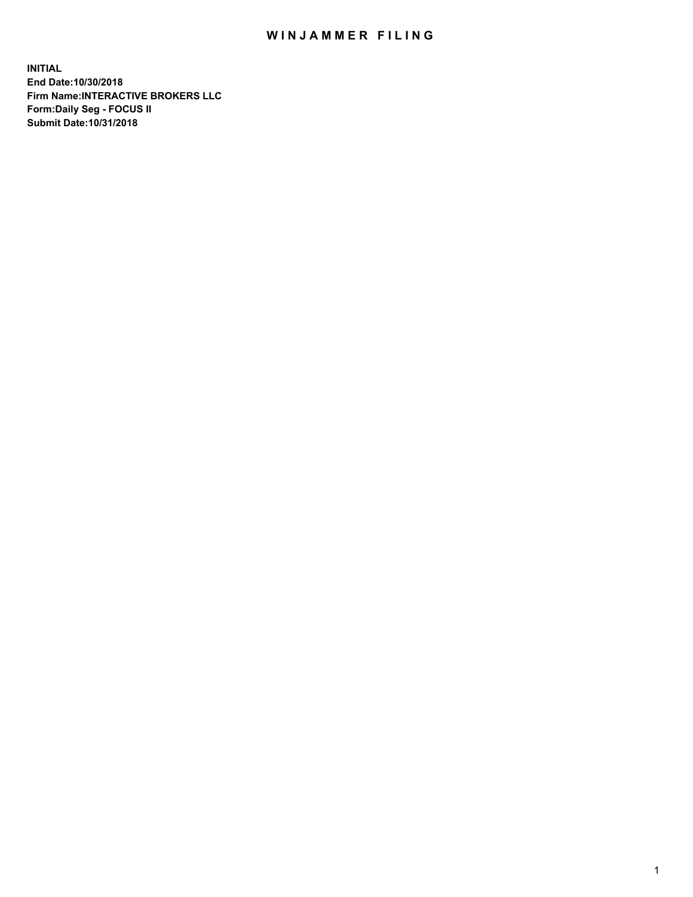# WINJAMMER FILING

**INITIAL**
**End Date:10/30/2018**
**Firm Name:INTERACTIVE BROKERS LLC**
**Form:Daily Seg - FOCUS II**
**Submit Date:10/31/2018**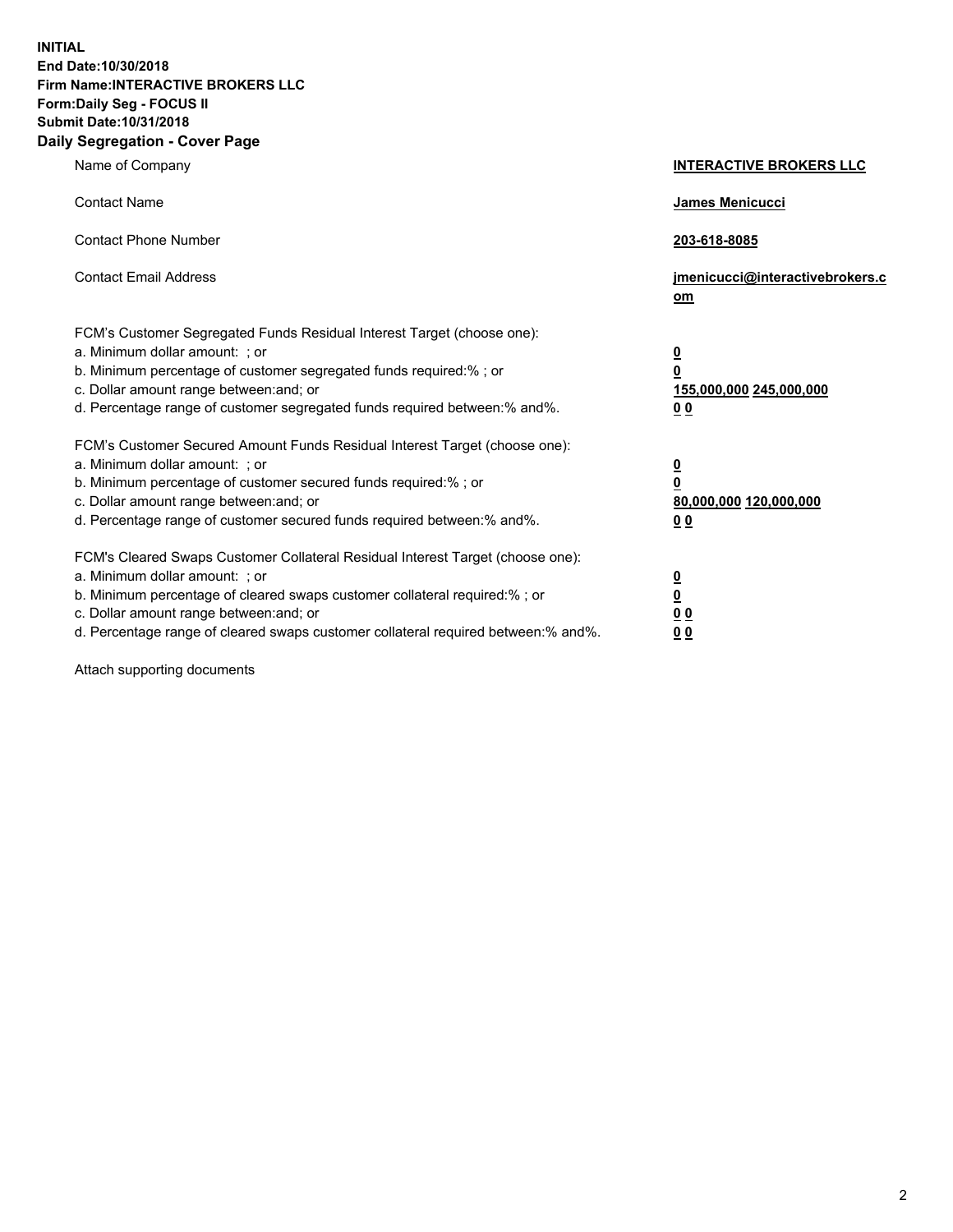**INITIAL**
**End Date:10/30/2018**
**Firm Name:INTERACTIVE BROKERS LLC**
**Form:Daily Seg - FOCUS II**
**Submit Date:10/31/2018**

## Daily Segregation - Cover Page

| | |
|---|---|
| Name of Company | **INTERACTIVE BROKERS LLC** |
| Contact Name | **James Menicucci** |
| Contact Phone Number | **203-618-8085** |
| Contact Email Address | **jmenicucci@interactivebrokers.com** |

FCM's Customer Segregated Funds Residual Interest Target (choose one):

| | |
|---|---|
| a. Minimum dollar amount: ; or | **0** |
| b. Minimum percentage of customer segregated funds required:% ; or | **0** |
| c. Dollar amount range between:and; or | **155,000,000 245,000,000** |
| d. Percentage range of customer segregated funds required between:% and%. | **0 0** |

FCM's Customer Secured Amount Funds Residual Interest Target (choose one):

| | |
|---|---|
| a. Minimum dollar amount: ; or | **0** |
| b. Minimum percentage of customer secured funds required:% ; or | **0** |
| c. Dollar amount range between:and; or | **80,000,000 120,000,000** |
| d. Percentage range of customer secured funds required between:% and%. | **0 0** |

FCM's Cleared Swaps Customer Collateral Residual Interest Target (choose one):

| | |
|---|---|
| a. Minimum dollar amount: ; or | **0** |
| b. Minimum percentage of cleared swaps customer collateral required:% ; or | **0** |
| c. Dollar amount range between:and; or | **0 0** |
| d. Percentage range of cleared swaps customer collateral required between:% and%. | **0 0** |

Attach supporting documents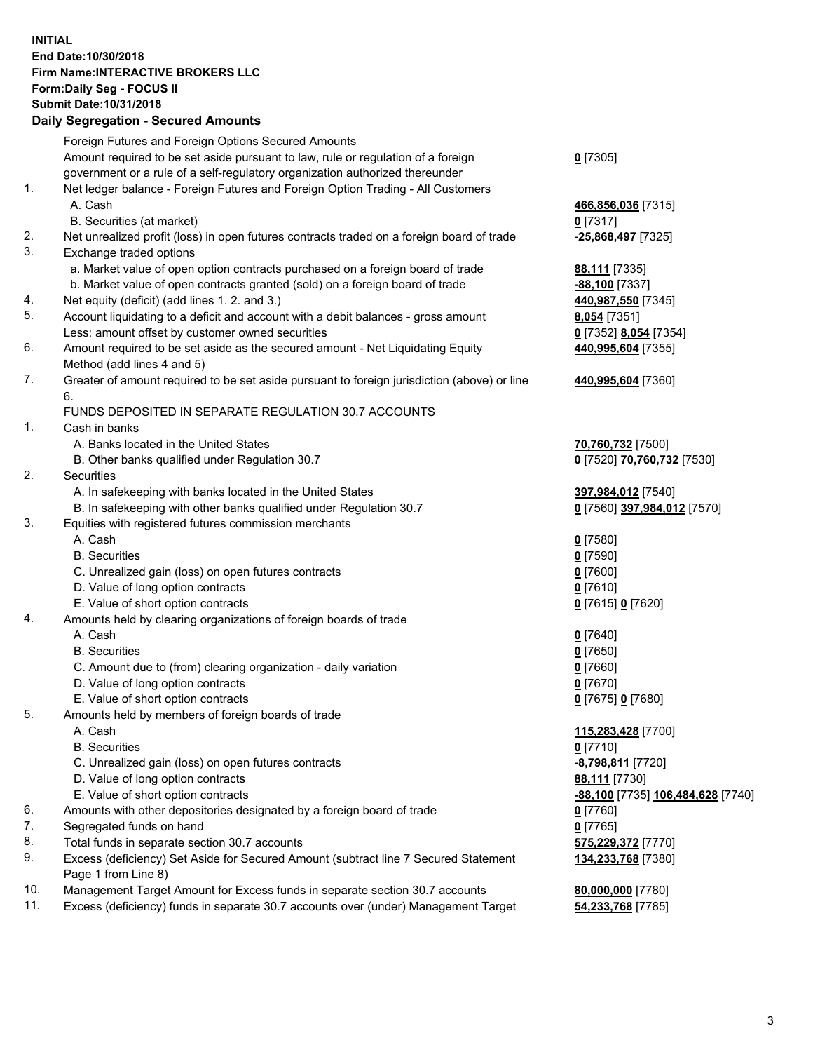**INITIAL**
**End Date:10/30/2018**
**Firm Name:INTERACTIVE BROKERS LLC**
**Form:Daily Seg - FOCUS II**
**Submit Date:10/31/2018**

**Daily Segregation - Secured Amounts**

| | | |
|---|---|---|
| | Foreign Futures and Foreign Options Secured Amounts | |
| | Amount required to be set aside pursuant to law, rule or regulation of a foreign government or a rule of a self-regulatory organization authorized thereunder | **0** [7305] |
| 1. | Net ledger balance - Foreign Futures and Foreign Option Trading - All Customers | |
| | A. Cash | **466,856,036** [7315] |
| | B. Securities (at market) | **0** [7317] |
| 2. | Net unrealized profit (loss) in open futures contracts traded on a foreign board of trade | **-25,868,497** [7325] |
| 3. | Exchange traded options | |
| | a. Market value of open option contracts purchased on a foreign board of trade | **88,111** [7335] |
| | b. Market value of open contracts granted (sold) on a foreign board of trade | **-88,100** [7337] |
| 4. | Net equity (deficit) (add lines 1. 2. and 3.) | **440,987,550** [7345] |
| 5. | Account liquidating to a deficit and account with a debit balances - gross amount | **8,054** [7351] |
| | Less: amount offset by customer owned securities | **0** [7352] **8,054** [7354] |
| 6. | Amount required to be set aside as the secured amount - Net Liquidating Equity Method (add lines 4 and 5) | **440,995,604** [7355] |
| 7. | Greater of amount required to be set aside pursuant to foreign jurisdiction (above) or line 6. | **440,995,604** [7360] |
| | FUNDS DEPOSITED IN SEPARATE REGULATION 30.7 ACCOUNTS | |
| 1. | Cash in banks | |
| | A. Banks located in the United States | **70,760,732** [7500] |
| | B. Other banks qualified under Regulation 30.7 | **0** [7520] **70,760,732** [7530] |
| 2. | Securities | |
| | A. In safekeeping with banks located in the United States | **397,984,012** [7540] |
| | B. In safekeeping with other banks qualified under Regulation 30.7 | **0** [7560] **397,984,012** [7570] |
| 3. | Equities with registered futures commission merchants | |
| | A. Cash | **0** [7580] |
| | B. Securities | **0** [7590] |
| | C. Unrealized gain (loss) on open futures contracts | **0** [7600] |
| | D. Value of long option contracts | **0** [7610] |
| | E. Value of short option contracts | **0** [7615] **0** [7620] |
| 4. | Amounts held by clearing organizations of foreign boards of trade | |
| | A. Cash | **0** [7640] |
| | B. Securities | **0** [7650] |
| | C. Amount due to (from) clearing organization - daily variation | **0** [7660] |
| | D. Value of long option contracts | **0** [7670] |
| | E. Value of short option contracts | **0** [7675] **0** [7680] |
| 5. | Amounts held by members of foreign boards of trade | |
| | A. Cash | **115,283,428** [7700] |
| | B. Securities | **0** [7710] |
| | C. Unrealized gain (loss) on open futures contracts | **-8,798,811** [7720] |
| | D. Value of long option contracts | **88,111** [7730] |
| | E. Value of short option contracts | **-88,100** [7735] **106,484,628** [7740] |
| 6. | Amounts with other depositories designated by a foreign board of trade | **0** [7760] |
| 7. | Segregated funds on hand | **0** [7765] |
| 8. | Total funds in separate section 30.7 accounts | **575,229,372** [7770] |
| 9. | Excess (deficiency) Set Aside for Secured Amount (subtract line 7 Secured Statement Page 1 from Line 8) | **134,233,768** [7380] |
| 10. | Management Target Amount for Excess funds in separate section 30.7 accounts | **80,000,000** [7780] |
| 11. | Excess (deficiency) funds in separate 30.7 accounts over (under) Management Target | **54,233,768** [7785] |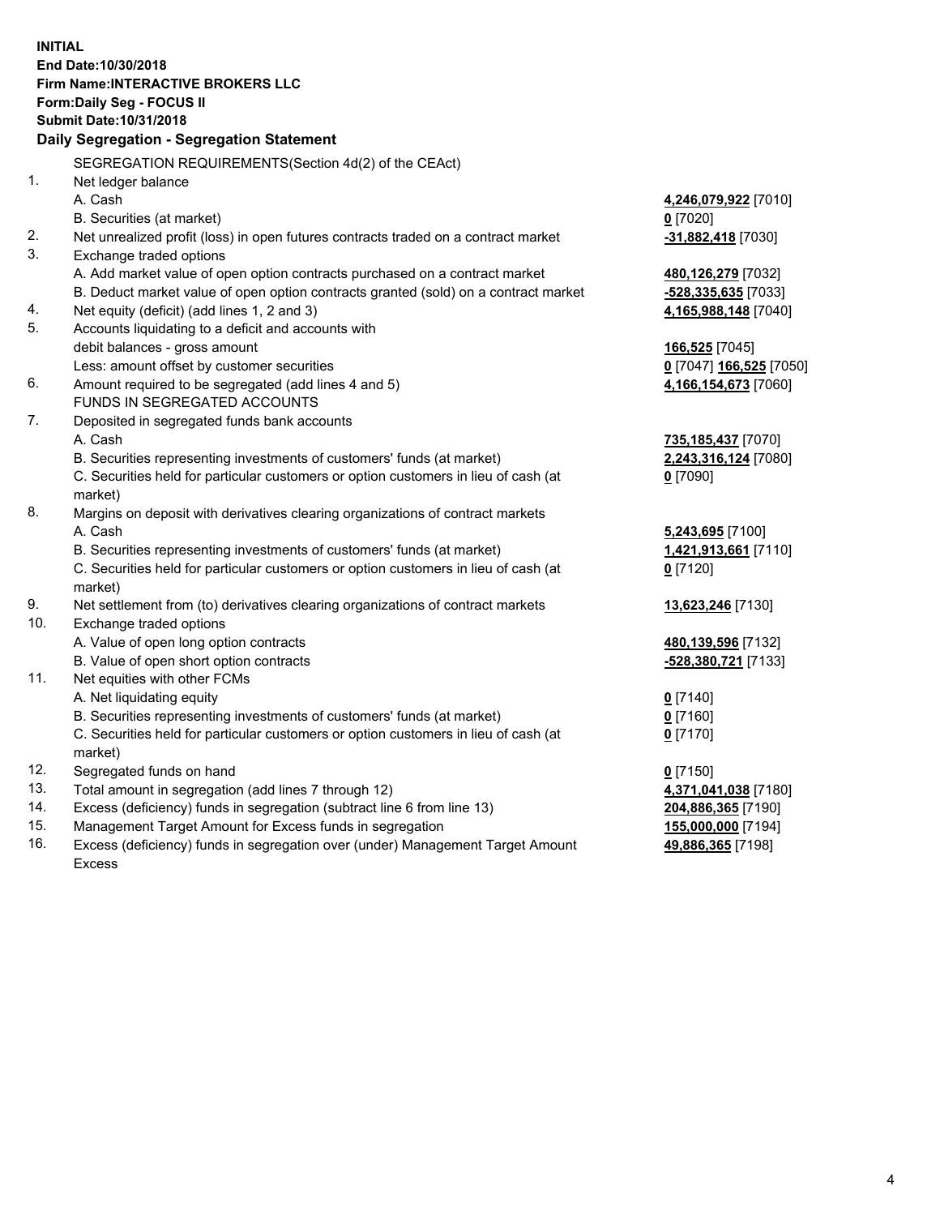**INITIAL**
**End Date:10/30/2018**
**Firm Name:INTERACTIVE BROKERS LLC**
**Form:Daily Seg - FOCUS II**
**Submit Date:10/31/2018**

### Daily Segregation - Segregation Statement

SEGREGATION REQUIREMENTS(Section 4d(2) of the CEAct)

| | | |
|---|---|---|
| 1. | Net ledger balance | |
| | A. Cash | **4,246,079,922** [7010] |
| | B. Securities (at market) | **0** [7020] |
| 2. | Net unrealized profit (loss) in open futures contracts traded on a contract market | **-31,882,418** [7030] |
| 3. | Exchange traded options | |
| | A. Add market value of open option contracts purchased on a contract market | **480,126,279** [7032] |
| | B. Deduct market value of open option contracts granted (sold) on a contract market | **-528,335,635** [7033] |
| 4. | Net equity (deficit) (add lines 1, 2 and 3) | **4,165,988,148** [7040] |
| 5. | Accounts liquidating to a deficit and accounts with debit balances - gross amount | **166,525** [7045] |
| | Less: amount offset by customer securities | **0** [7047] **166,525** [7050] |
| 6. | Amount required to be segregated (add lines 4 and 5) | **4,166,154,673** [7060] |
| | FUNDS IN SEGREGATED ACCOUNTS | |
| 7. | Deposited in segregated funds bank accounts | |
| | A. Cash | **735,185,437** [7070] |
| | B. Securities representing investments of customers' funds (at market) | **2,243,316,124** [7080] |
| | C. Securities held for particular customers or option customers in lieu of cash (at market) | **0** [7090] |
| 8. | Margins on deposit with derivatives clearing organizations of contract markets | |
| | A. Cash | **5,243,695** [7100] |
| | B. Securities representing investments of customers' funds (at market) | **1,421,913,661** [7110] |
| | C. Securities held for particular customers or option customers in lieu of cash (at market) | **0** [7120] |
| 9. | Net settlement from (to) derivatives clearing organizations of contract markets | **13,623,246** [7130] |
| 10. | Exchange traded options | |
| | A. Value of open long option contracts | **480,139,596** [7132] |
| | B. Value of open short option contracts | **-528,380,721** [7133] |
| 11. | Net equities with other FCMs | |
| | A. Net liquidating equity | **0** [7140] |
| | B. Securities representing investments of customers' funds (at market) | **0** [7160] |
| | C. Securities held for particular customers or option customers in lieu of cash (at market) | **0** [7170] |
| 12. | Segregated funds on hand | **0** [7150] |
| 13. | Total amount in segregation (add lines 7 through 12) | **4,371,041,038** [7180] |
| 14. | Excess (deficiency) funds in segregation (subtract line 6 from line 13) | **204,886,365** [7190] |
| 15. | Management Target Amount for Excess funds in segregation | **155,000,000** [7194] |
| 16. | Excess (deficiency) funds in segregation over (under) Management Target Amount Excess | **49,886,365** [7198] |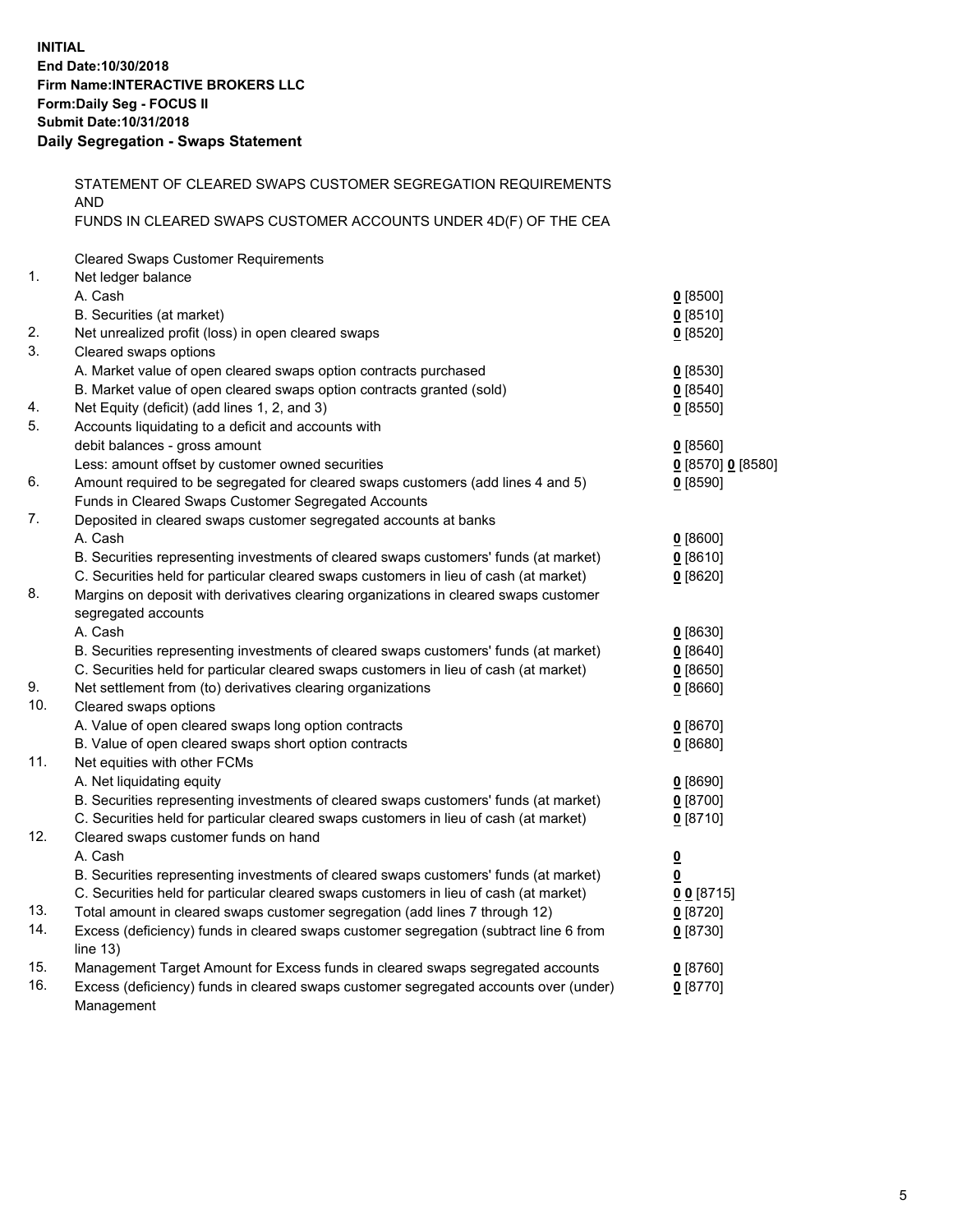**INITIAL**
**End Date:10/30/2018**
**Firm Name:INTERACTIVE BROKERS LLC**
**Form:Daily Seg - FOCUS II**
**Submit Date:10/31/2018**
**Daily Segregation - Swaps Statement**

STATEMENT OF CLEARED SWAPS CUSTOMER SEGREGATION REQUIREMENTS AND FUNDS IN CLEARED SWAPS CUSTOMER ACCOUNTS UNDER 4D(F) OF THE CEA

| | | |
|---|---|---|
| | Cleared Swaps Customer Requirements | |
| 1. | Net ledger balance | |
| | A. Cash | 0 [8500] |
| | B. Securities (at market) | 0 [8510] |
| 2. | Net unrealized profit (loss) in open cleared swaps | 0 [8520] |
| 3. | Cleared swaps options | |
| | A. Market value of open cleared swaps option contracts purchased | 0 [8530] |
| | B. Market value of open cleared swaps option contracts granted (sold) | 0 [8540] |
| 4. | Net Equity (deficit) (add lines 1, 2, and 3) | 0 [8550] |
| 5. | Accounts liquidating to a deficit and accounts with | |
| | debit balances - gross amount | 0 [8560] |
| | Less: amount offset by customer owned securities | 0 [8570] 0 [8580] |
| 6. | Amount required to be segregated for cleared swaps customers (add lines 4 and 5) | 0 [8590] |
| | Funds in Cleared Swaps Customer Segregated Accounts | |
| 7. | Deposited in cleared swaps customer segregated accounts at banks | |
| | A. Cash | 0 [8600] |
| | B. Securities representing investments of cleared swaps customers' funds (at market) | 0 [8610] |
| | C. Securities held for particular cleared swaps customers in lieu of cash (at market) | 0 [8620] |
| 8. | Margins on deposit with derivatives clearing organizations in cleared swaps customer segregated accounts | |
| | A. Cash | 0 [8630] |
| | B. Securities representing investments of cleared swaps customers' funds (at market) | 0 [8640] |
| | C. Securities held for particular cleared swaps customers in lieu of cash (at market) | 0 [8650] |
| 9. | Net settlement from (to) derivatives clearing organizations | 0 [8660] |
| 10. | Cleared swaps options | |
| | A. Value of open cleared swaps long option contracts | 0 [8670] |
| | B. Value of open cleared swaps short option contracts | 0 [8680] |
| 11. | Net equities with other FCMs | |
| | A. Net liquidating equity | 0 [8690] |
| | B. Securities representing investments of cleared swaps customers' funds (at market) | 0 [8700] |
| | C. Securities held for particular cleared swaps customers in lieu of cash (at market) | 0 [8710] |
| 12. | Cleared swaps customer funds on hand | |
| | A. Cash | 0 |
| | B. Securities representing investments of cleared swaps customers' funds (at market) | 0 |
| | C. Securities held for particular cleared swaps customers in lieu of cash (at market) | 0 0 [8715] |
| 13. | Total amount in cleared swaps customer segregation (add lines 7 through 12) | 0 [8720] |
| 14. | Excess (deficiency) funds in cleared swaps customer segregation (subtract line 6 from line 13) | 0 [8730] |
| 15. | Management Target Amount for Excess funds in cleared swaps segregated accounts | 0 [8760] |
| 16. | Excess (deficiency) funds in cleared swaps customer segregated accounts over (under) Management | 0 [8770] |